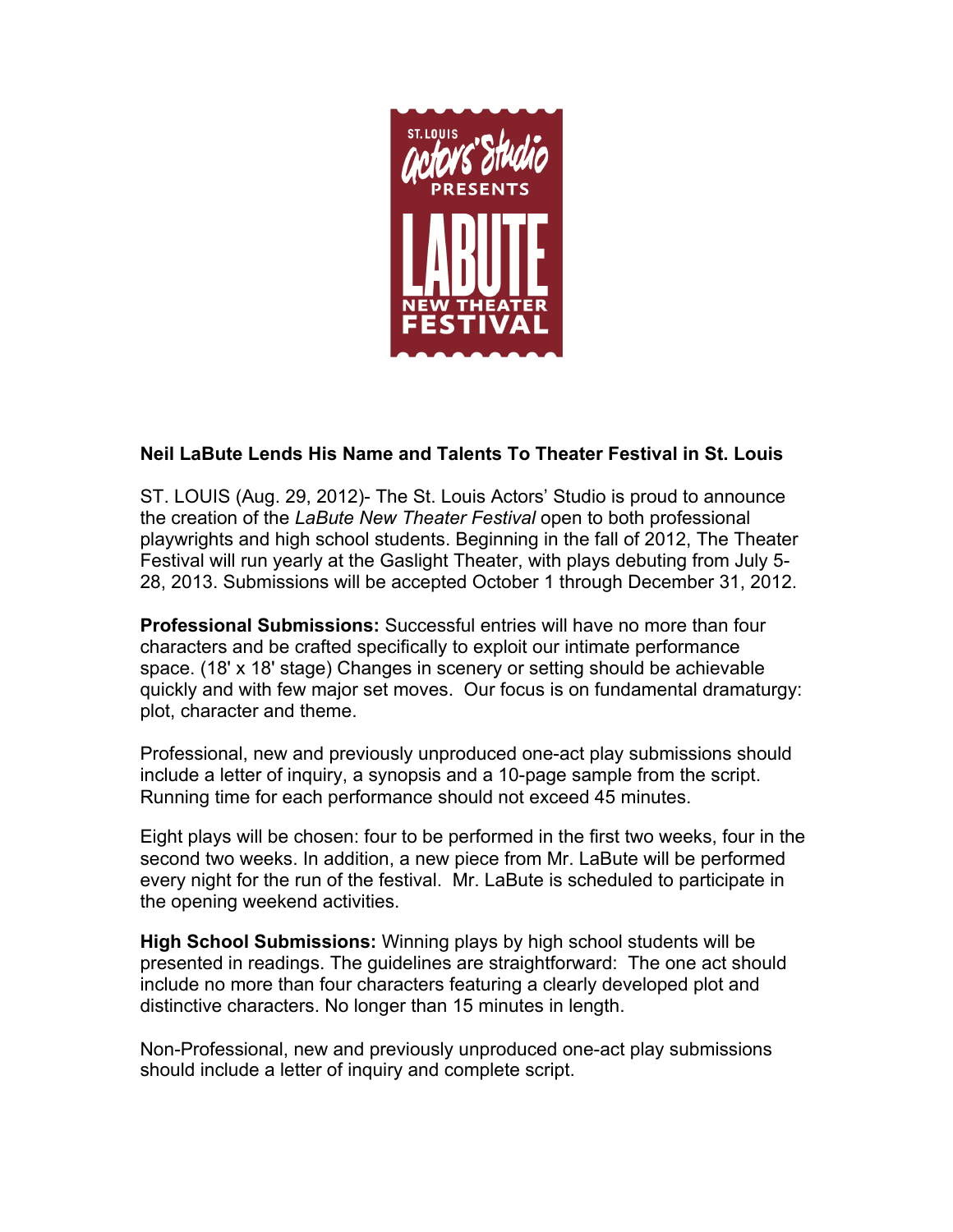ST. LOUIS actors' studio PRESENTS LABUTE NEW THEATER FESTIVAL

**Neil LaBute Lends His Name and Talents To Theater Festival in St. Louis**

ST. LOUIS (Aug. 29, 2012)- The St. Louis Actors' Studio is proud to announce the creation of the *LaBute New Theater Festival* open to both professional playwrights and high school students. Beginning in the fall of 2012, The Theater Festival will run yearly at the Gaslight Theater, with plays debuting from July 5-28, 2013. Submissions will be accepted October 1 through December 31, 2012.

**Professional Submissions:** Successful entries will have no more than four characters and be crafted specifically to exploit our intimate performance space. (18' x 18' stage) Changes in scenery or setting should be achievable quickly and with few major set moves. Our focus is on fundamental dramaturgy: plot, character and theme.

Professional, new and previously unproduced one-act play submissions should include a letter of inquiry, a synopsis and a 10-page sample from the script. Running time for each performance should not exceed 45 minutes.

Eight plays will be chosen: four to be performed in the first two weeks, four in the second two weeks. In addition, a new piece from Mr. LaBute will be performed every night for the run of the festival. Mr. LaBute is scheduled to participate in the opening weekend activities.

**High School Submissions:** Winning plays by high school students will be presented in readings. The guidelines are straightforward: The one act should include no more than four characters featuring a clearly developed plot and distinctive characters. No longer than 15 minutes in length.

Non-Professional, new and previously unproduced one-act play submissions should include a letter of inquiry and complete script.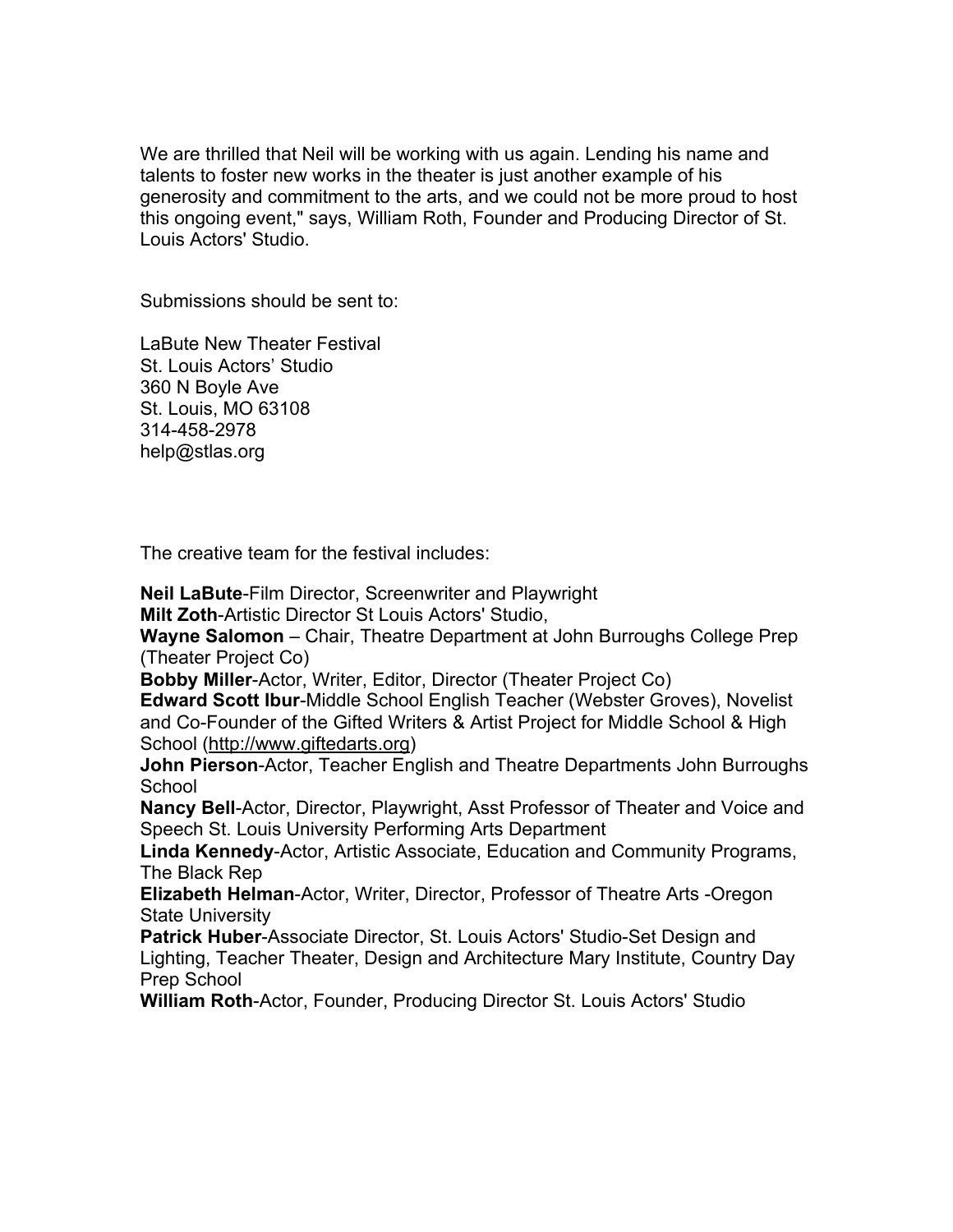We are thrilled that Neil will be working with us again. Lending his name and talents to foster new works in the theater is just another example of his generosity and commitment to the arts, and we could not be more proud to host this ongoing event," says, William Roth, Founder and Producing Director of St. Louis Actors' Studio.

Submissions should be sent to:

LaBute New Theater Festival
St. Louis Actors' Studio
360 N Boyle Ave
St. Louis, MO 63108
314-458-2978
help@stlas.org

The creative team for the festival includes:

**Neil LaBute**-Film Director, Screenwriter and Playwright
**Milt Zoth**-Artistic Director St Louis Actors' Studio,
**Wayne Salomon** – Chair, Theatre Department at John Burroughs College Prep (Theater Project Co)
**Bobby Miller**-Actor, Writer, Editor, Director (Theater Project Co)
**Edward Scott Ibur**-Middle School English Teacher (Webster Groves), Novelist and Co-Founder of the Gifted Writers & Artist Project for Middle School & High School (http://www.giftedarts.org)
**John Pierson**-Actor, Teacher English and Theatre Departments John Burroughs School
**Nancy Bell**-Actor, Director, Playwright, Asst Professor of Theater and Voice and Speech St. Louis University Performing Arts Department
**Linda Kennedy**-Actor, Artistic Associate, Education and Community Programs, The Black Rep
**Elizabeth Helman**-Actor, Writer, Director, Professor of Theatre Arts -Oregon State University
**Patrick Huber**-Associate Director, St. Louis Actors' Studio-Set Design and Lighting, Teacher Theater, Design and Architecture Mary Institute, Country Day Prep School
**William Roth**-Actor, Founder, Producing Director St. Louis Actors' Studio